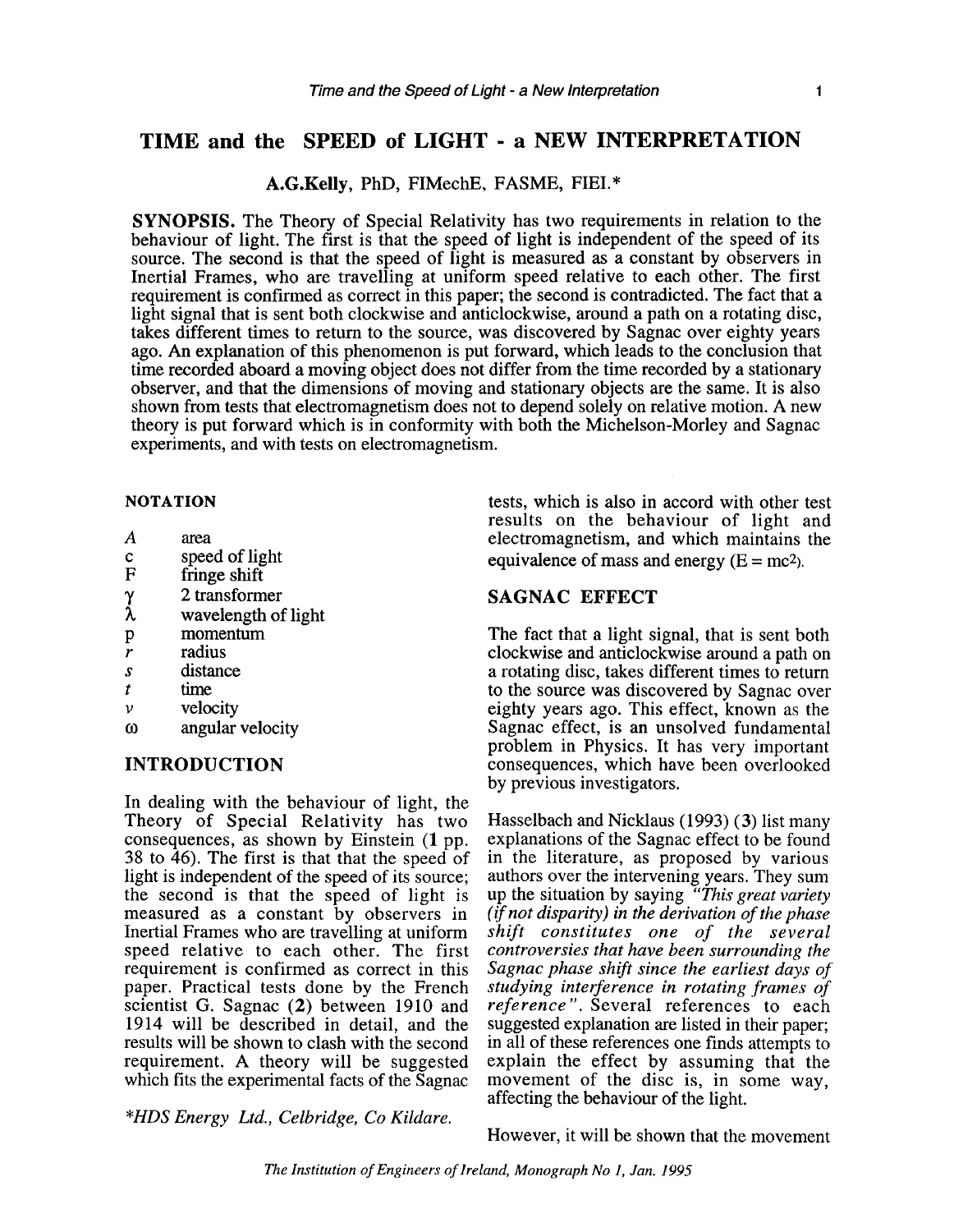# TIME and the SPEED of LIGHT - a NEW INTERPRETATION

A.G.Kelly, PhD, FIMechE, FASME, FIEI.*

**SYNOPSIS.** The Theory of Special Relativity has two requirements in relation to the behaviour of light. The first is that the speed of light is independent of the speed of its source. The second is that the speed of light is measured as a constant by observers in Inertial Frames, who are travelling at uniform speed relative to each other. The first requirement is confirmed as correct in this paper; the second is contradicted. The fact that a light signal that is sent both clockwise and anticlockwise, around a path on a rotating disc, takes different times to return to the source, was discovered by Sagnac over eighty years ago. An explanation of this phenomenon is put forward, which leads to the conclusion that time recorded aboard a moving object does not differ from the time recorded by a stationary observer, and that the dimensions of moving and stationary objects are the same. It is also shown from tests that electromagnetism does not to depend solely on relative motion. A new theory is put forward which is in conformity with both the Michelson-Morley and Sagnac experiments, and with tests on electromagnetism.

## NOTATION

| | |
|---|---|
| $A$ | area |
| c | speed of light |
| F | fringe shift |
| $\gamma$ | 2 transformer |
| $\lambda$ | wavelength of light |
| p | momentum |
| $r$ | radius |
| $s$ | distance |
| $t$ | time |
| $v$ | velocity |
| $\omega$ | angular velocity |

## INTRODUCTION

In dealing with the behaviour of light, the Theory of Special Relativity has two consequences, as shown by Einstein (**1** pp. 38 to 46). The first is that that the speed of light is independent of the speed of its source; the second is that the speed of light is measured as a constant by observers in Inertial Frames who are travelling at uniform speed relative to each other. The first requirement is confirmed as correct in this paper. Practical tests done by the French scientist G. Sagnac (**2**) between 1910 and 1914 will be described in detail, and the results will be shown to clash with the second requirement. A theory will be suggested which fits the experimental facts of the Sagnac tests, which is also in accord with other test results on the behaviour of light and electromagnetism, and which maintains the equivalence of mass and energy ($E = mc^2$).

*HDS Energy Ltd., Celbridge, Co Kildare.

## SAGNAC EFFECT

The fact that a light signal, that is sent both clockwise and anticlockwise around a path on a rotating disc, takes different times to return to the source was discovered by Sagnac over eighty years ago. This effect, known as the Sagnac effect, is an unsolved fundamental problem in Physics. It has very important consequences, which have been overlooked by previous investigators.

Hasselbach and Nicklaus (1993) (**3**) list many explanations of the Sagnac effect to be found in the literature, as proposed by various authors over the intervening years. They sum up the situation by saying *"This great variety (if not disparity) in the derivation of the phase shift constitutes one of the several controversies that have been surrounding the Sagnac phase shift since the earliest days of studying interference in rotating frames of reference".* Several references to each suggested explanation are listed in their paper; in all of these references one finds attempts to explain the effect by assuming that the movement of the disc is, in some way, affecting the behaviour of the light.

However, it will be shown that the movement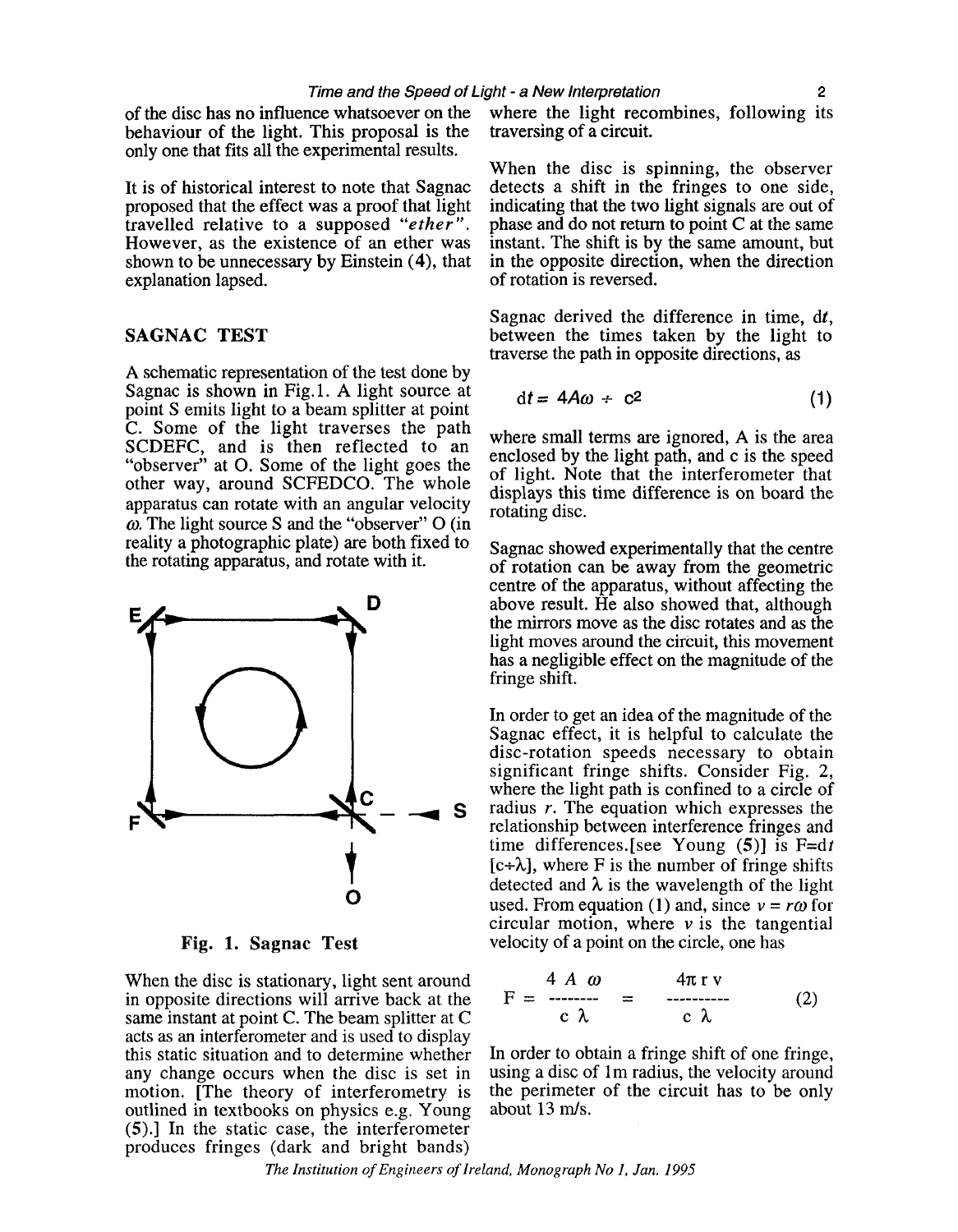of the disc has no influence whatsoever on the behaviour of the light. This proposal is the only one that fits all the experimental results.

It is of historical interest to note that Sagnac proposed that the effect was a proof that light travelled relative to a supposed *"ether"*. However, as the existence of an ether was shown to be unnecessary by Einstein (**4**), that explanation lapsed.

## SAGNAC TEST

A schematic representation of the test done by Sagnac is shown in Fig.1. A light source at point S emits light to a beam splitter at point C. Some of the light traverses the path SCDEFC, and is then reflected to an "observer" at O. Some of the light goes the other way, around SCFEDCO. The whole apparatus can rotate with an angular velocity $\omega$. The light source S and the "observer" O (in reality a photographic plate) are both fixed to the rotating apparatus, and rotate with it.

**Fig. 1. Sagnac Test**

When the disc is stationary, light sent around in opposite directions will arrive back at the same instant at point C. The beam splitter at C acts as an interferometer and is used to display this static situation and to determine whether any change occurs when the disc is set in motion. [The theory of interferometry is outlined in textbooks on physics e.g. Young (**5**).] In the static case, the interferometer produces fringes (dark and bright bands) where the light recombines, following its traversing of a circuit.

When the disc is spinning, the observer detects a shift in the fringes to one side, indicating that the two light signals are out of phase and do not return to point C at the same instant. The shift is by the same amount, but in the opposite direction, when the direction of rotation is reversed.

Sagnac derived the difference in time, $dt$, between the times taken by the light to traverse the path in opposite directions, as

$$dt = 4A\omega \div c^2 \tag{1}$$

where small terms are ignored, A is the area enclosed by the light path, and c is the speed of light. Note that the interferometer that displays this time difference is on board the rotating disc.

Sagnac showed experimentally that the centre of rotation can be away from the geometric centre of the apparatus, without affecting the above result. He also showed that, although the mirrors move as the disc rotates and as the light moves around the circuit, this movement has a negligible effect on the magnitude of the fringe shift.

In order to get an idea of the magnitude of the Sagnac effect, it is helpful to calculate the disc-rotation speeds necessary to obtain significant fringe shifts. Consider Fig. 2, where the light path is confined to a circle of radius $r$. The equation which expresses the relationship between interference fringes and time differences.[see Young (**5**)] is $F = dt\,[c \div \lambda]$, where F is the number of fringe shifts detected and $\lambda$ is the wavelength of the light used. From equation (1) and, since $v = r\omega$ for circular motion, where $v$ is the tangential velocity of a point on the circle, one has

$$F = \frac{4\,A\,\omega}{c\,\lambda} = \frac{4\pi\,r\,v}{c\,\lambda} \tag{2}$$

In order to obtain a fringe shift of one fringe, using a disc of 1m radius, the velocity around the perimeter of the circuit has to be only about 13 m/s.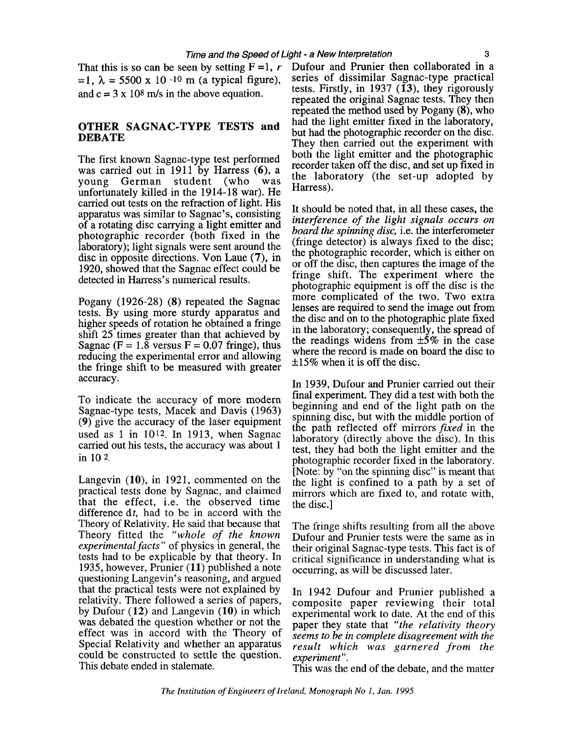That this is so can be seen by setting $F = 1$, $r = 1$, $\lambda = 5500 \times 10^{-10}$ m (a typical figure), and $c = 3 \times 10^8$ m/s in the above equation.

## OTHER SAGNAC-TYPE TESTS and DEBATE

The first known Sagnac-type test performed was carried out in 1911 by Harress (**6**), a young German student (who was unfortunately killed in the 1914-18 war). He carried out tests on the refraction of light. His apparatus was similar to Sagnac's, consisting of a rotating disc carrying a light emitter and photographic recorder (both fixed in the laboratory); light signals were sent around the disc in opposite directions. Von Laue (**7**), in 1920, showed that the Sagnac effect could be detected in Harress's numerical results.

Pogany (1926-28) (**8**) repeated the Sagnac tests. By using more sturdy apparatus and higher speeds of rotation he obtained a fringe shift 25 times greater than that achieved by Sagnac ($F = 1.8$ versus $F = 0.07$ fringe), thus reducing the experimental error and allowing the fringe shift to be measured with greater accuracy.

To indicate the accuracy of more modern Sagnac-type tests, Macek and Davis (1963) (**9**) give the accuracy of the laser equipment used as 1 in $10^{12}$. In 1913, when Sagnac carried out his tests, the accuracy was about 1 in $10^{2}$.

Langevin (**10**), in 1921, commented on the practical tests done by Sagnac, and claimed that the effect, i.e. the observed time difference $dt$, had to be in accord with the Theory of Relativity. He said that because that Theory fitted the *"whole of the known experimental facts"* of physics in general, the tests had to be explicable by that theory. In 1935, however, Prunier (**11**) published a note questioning Langevin's reasoning, and argued that the practical tests were not explained by relativity. There followed a series of papers, by Dufour (**12**) and Langevin (**10**) in which was debated the question whether or not the effect was in accord with the Theory of Special Relativity and whether an apparatus could be constructed to settle the question. This debate ended in stalemate.

Dufour and Prunier then collaborated in a series of dissimilar Sagnac-type practical tests. Firstly, in 1937 (**13**), they rigorously repeated the original Sagnac tests. They then repeated the method used by Pogany (**8**), who had the light emitter fixed in the laboratory, but had the photographic recorder on the disc. They then carried out the experiment with both the light emitter and the photographic recorder taken off the disc, and set up fixed in the laboratory (the set-up adopted by Harress).

It should be noted that, in all these cases, the *interference of the light signals occurs on board the spinning disc,* i.e. the interferometer (fringe detector) is always fixed to the disc; the photographic recorder, which is either on or off the disc, then captures the image of the fringe shift. The experiment where the photographic equipment is off the disc is the more complicated of the two. Two extra lenses are required to send the image out from the disc and on to the photographic plate fixed in the laboratory; consequently, the spread of the readings widens from ±5% in the case where the record is made on board the disc to ±15% when it is off the disc.

In 1939, Dufour and Prunier carried out their final experiment. They did a test with both the beginning and end of the light path on the spinning disc, but with the middle portion of the path reflected off mirrors *fixed* in the laboratory (directly above the disc). In this test, they had both the light emitter and the photographic recorder fixed in the laboratory. [Note: by "on the spinning disc" is meant that the light is confined to a path by a set of mirrors which are fixed to, and rotate with, the disc.]

The fringe shifts resulting from all the above Dufour and Prunier tests were the same as in their original Sagnac-type tests. This fact is of critical significance in understanding what is occurring, as will be discussed later.

In 1942 Dufour and Prunier published a composite paper reviewing their total experimental work to date. At the end of this paper they state that *"the relativity theory seems to be in complete disagreement with the result which was garnered from the experiment".*

This was the end of the debate, and the matter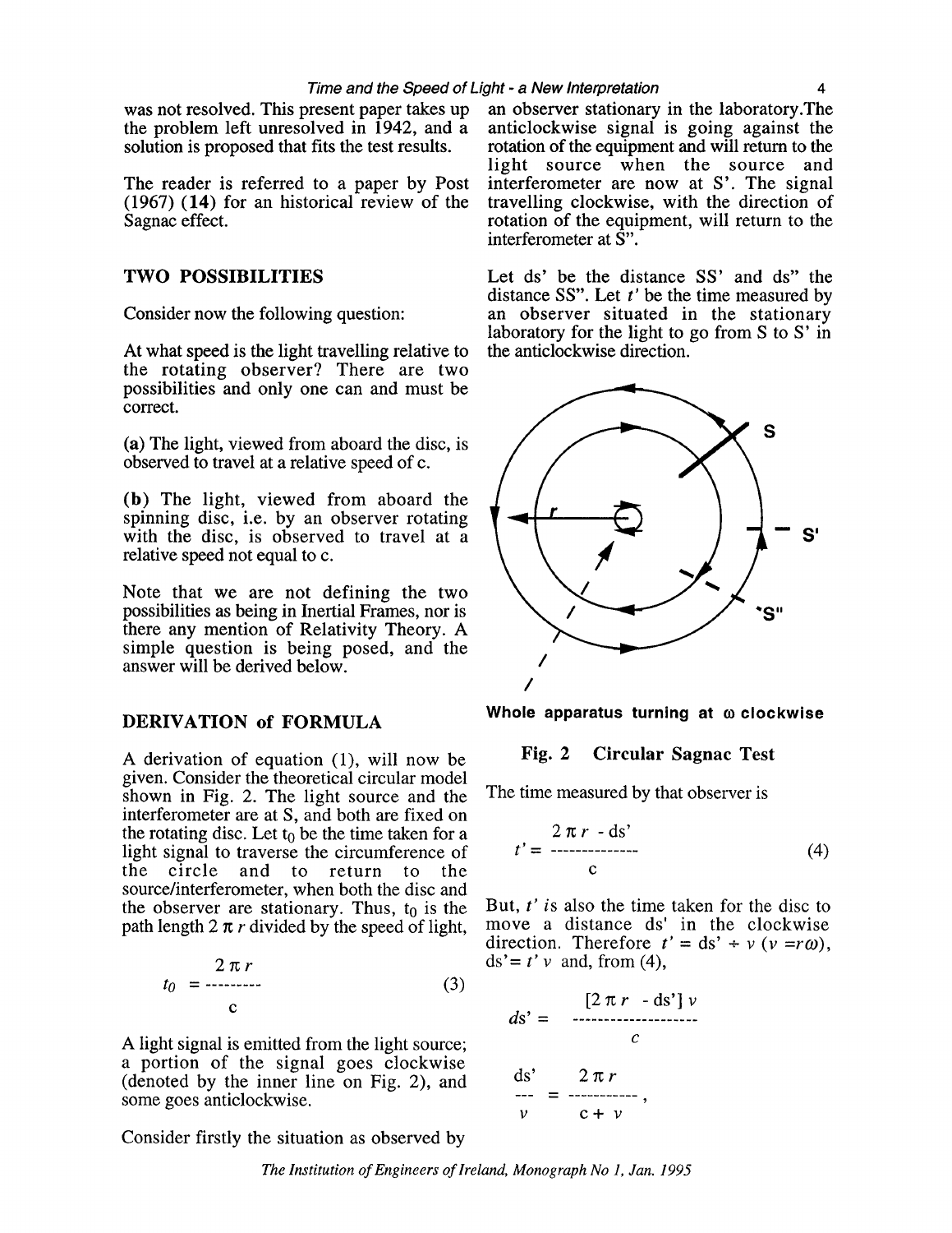was not resolved. This present paper takes up the problem left unresolved in 1942, and a solution is proposed that fits the test results.

The reader is referred to a paper by Post (1967) **(14)** for an historical review of the Sagnac effect.

## TWO POSSIBILITIES

Consider now the following question:

At what speed is the light travelling relative to the rotating observer? There are two possibilities and only one can and must be correct.

**(a)** The light, viewed from aboard the disc, is observed to travel at a relative speed of c.

**(b)** The light, viewed from aboard the spinning disc, i.e. by an observer rotating with the disc, is observed to travel at a relative speed not equal to c.

Note that we are not defining the two possibilities as being in Inertial Frames, nor is there any mention of Relativity Theory. A simple question is being posed, and the answer will be derived below.

## DERIVATION of FORMULA

A derivation of equation (1), will now be given. Consider the theoretical circular model shown in Fig. 2. The light source and the interferometer are at S, and both are fixed on the rotating disc. Let $t_0$ be the time taken for a light signal to traverse the circumference of the circle and to return to the source/interferometer, when both the disc and the observer are stationary. Thus, $t_0$ is the path length $2\pi r$ divided by the speed of light,

$$t_0 = \frac{2\pi r}{c} \tag{3}$$

A light signal is emitted from the light source; a portion of the signal goes clockwise (denoted by the inner line on Fig. 2), and some goes anticlockwise.

Consider firstly the situation as observed by an observer stationary in the laboratory. The anticlockwise signal is going against the rotation of the equipment and will return to the light source when the source and interferometer are now at S'. The signal travelling clockwise, with the direction of rotation of the equipment, will return to the interferometer at S".

Let ds' be the distance SS' and ds" the distance SS". Let $t'$ be the time measured by an observer situated in the stationary laboratory for the light to go from S to S' in the anticlockwise direction.

Whole apparatus turning at ω clockwise

**Fig. 2 Circular Sagnac Test**

The time measured by that observer is

$$t' = \frac{2\pi r - ds'}{c} \tag{4}$$

But, $t'$ is also the time taken for the disc to move a distance ds' in the clockwise direction. Therefore $t' = ds' \div v$ ($v = r\omega$), $ds' = t' v$ and, from (4),

$$ds' = \frac{[2\pi r - ds']\, v}{c}$$

$$\frac{ds'}{v} = \frac{2\pi r}{c + v},$$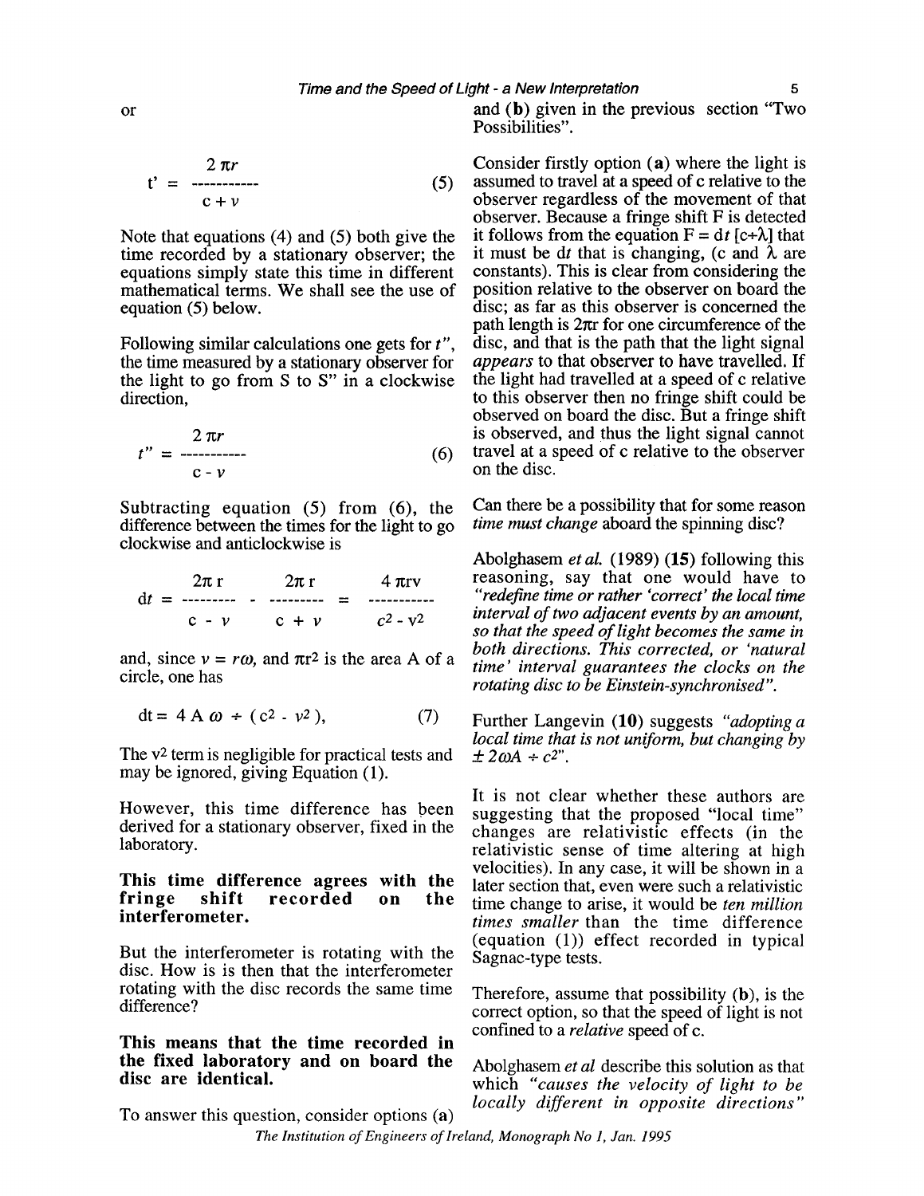or

$$t' = \frac{2\pi r}{c + v} \qquad (5)$$

Note that equations (4) and (5) both give the time recorded by a stationary observer; the equations simply state this time in different mathematical terms. We shall see the use of equation (5) below.

Following similar calculations one gets for $t''$, the time measured by a stationary observer for the light to go from S to S" in a clockwise direction,

$$t'' = \frac{2\pi r}{c - v} \qquad (6)$$

Subtracting equation (5) from (6), the difference between the times for the light to go clockwise and anticlockwise is

$$dt = \frac{2\pi r}{c - v} - \frac{2\pi r}{c + v} = \frac{4\pi r v}{c^2 - v^2}$$

and, since $v = r\omega$, and $\pi r^2$ is the area A of a circle, one has

$$dt = 4 A \omega \div (c^2 - v^2), \qquad (7)$$

The $v^2$ term is negligible for practical tests and may be ignored, giving Equation (1).

However, this time difference has been derived for a stationary observer, fixed in the laboratory.

**This time difference agrees with the fringe shift recorded on the interferometer.**

But the interferometer is rotating with the disc. How is is then that the interferometer rotating with the disc records the same time difference?

**This means that the time recorded in the fixed laboratory and on board the disc are identical.**

To answer this question, consider options (**a**) and (**b**) given in the previous section "Two Possibilities".

Consider firstly option (**a**) where the light is assumed to travel at a speed of c relative to the observer regardless of the movement of that observer. Because a fringe shift F is detected it follows from the equation $F = dt\,[c \div \lambda]$ that it must be $dt$ that is changing, (c and $\lambda$ are constants). This is clear from considering the position relative to the observer on board the disc; as far as this observer is concerned the path length is $2\pi r$ for one circumference of the disc, and that is the path that the light signal *appears* to that observer to have travelled. If the light had travelled at a speed of c relative to this observer then no fringe shift could be observed on board the disc. But a fringe shift is observed, and thus the light signal cannot travel at a speed of c relative to the observer on the disc.

Can there be a possibility that for some reason *time must change* aboard the spinning disc?

Abolghasem *et al.* (1989) (**15**) following this reasoning, say that one would have to *"redefine time or rather 'correct' the local time interval of two adjacent events by an amount, so that the speed of light becomes the same in both directions. This corrected, or 'natural time' interval guarantees the clocks on the rotating disc to be Einstein-synchronised".*

Further Langevin (**10**) suggests *"adopting a local time that is not uniform, but changing by $\pm 2\omega A \div c^2$".*

It is not clear whether these authors are suggesting that the proposed "local time" changes are relativistic effects (in the relativistic sense of time altering at high velocities). In any case, it will be shown in a later section that, even were such a relativistic time change to arise, it would be *ten million times smaller* than the time difference (equation (1)) effect recorded in typical Sagnac-type tests.

Therefore, assume that possibility (**b**), is the correct option, so that the speed of light is not confined to a *relative* speed of c.

Abolghasem *et al* describe this solution as that which *"causes the velocity of light to be locally different in opposite directions"*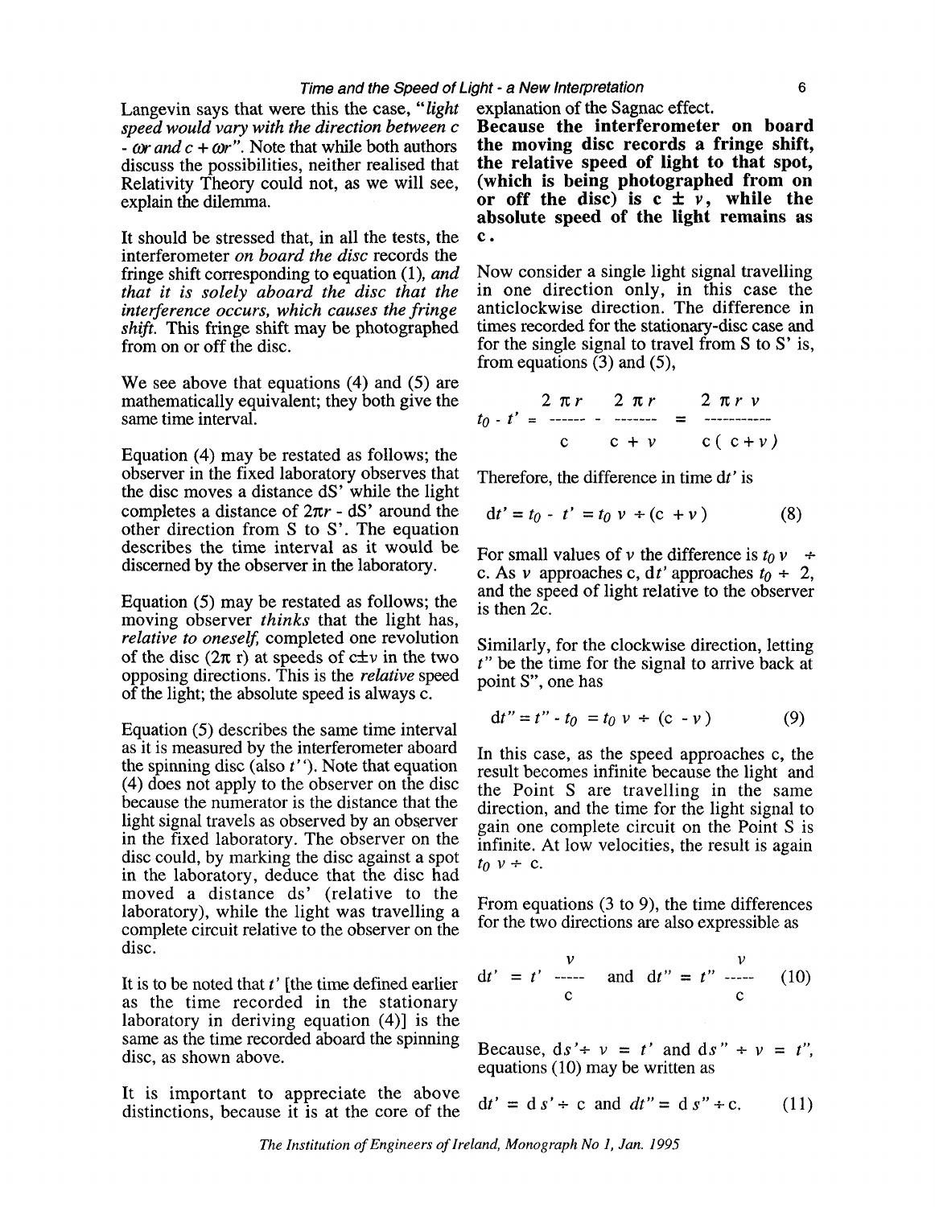Langevin says that were this the case, "*light speed would vary with the direction between c - ωr and c + ωr*". Note that while both authors discuss the possibilities, neither realised that Relativity Theory could not, as we will see, explain the dilemma.

It should be stressed that, in all the tests, the interferometer *on board the disc* records the fringe shift corresponding to equation (1), *and that it is solely aboard the disc that the interference occurs, which causes the fringe shift.* This fringe shift may be photographed from on or off the disc.

We see above that equations (4) and (5) are mathematically equivalent; they both give the same time interval.

Equation (4) may be restated as follows; the observer in the fixed laboratory observes that the disc moves a distance dS' while the light completes a distance of $2\pi r$ - dS' around the other direction from S to S'. The equation describes the time interval as it would be discerned by the observer in the laboratory.

Equation (5) may be restated as follows; the moving observer *thinks* that the light has, *relative to oneself*, completed one revolution of the disc ($2\pi$ r) at speeds of $c \pm v$ in the two opposing directions. This is the *relative* speed of the light; the absolute speed is always c.

Equation (5) describes the same time interval as it is measured by the interferometer aboard the spinning disc (also $t'$). Note that equation (4) does not apply to the observer on the disc because the numerator is the distance that the light signal travels as observed by an observer in the fixed laboratory. The observer on the disc could, by marking the disc against a spot in the laboratory, deduce that the disc had moved a distance ds' (relative to the laboratory), while the light was travelling a complete circuit relative to the observer on the disc.

It is to be noted that $t'$ [the time defined earlier as the time recorded in the stationary laboratory in deriving equation (4)] is the same as the time recorded aboard the spinning disc, as shown above.

It is important to appreciate the above distinctions, because it is at the core of the explanation of the Sagnac effect.

**Because the interferometer on board the moving disc records a fringe shift, the relative speed of light to that spot, (which is being photographed from on or off the disc) is c ± *v*, while the absolute speed of the light remains as c.**

Now consider a single light signal travelling in one direction only, in this case the anticlockwise direction. The difference in times recorded for the stationary-disc case and for the single signal to travel from S to S' is, from equations (3) and (5),

$$t_0 - t' = \frac{2\pi r}{c} - \frac{2\pi r}{c+v} = \frac{2\pi r v}{c(c+v)}$$

Therefore, the difference in time $dt'$ is

$$dt' = t_0 - t' = t_0 v \div (c + v) \qquad (8)$$

For small values of $v$ the difference is $t_0 v \div c$. As $v$ approaches c, $dt'$ approaches $t_0 \div 2$, and the speed of light relative to the observer is then 2c.

Similarly, for the clockwise direction, letting $t''$ be the time for the signal to arrive back at point S", one has

$$dt'' = t'' - t_0 = t_0 v \div (c - v) \qquad (9)$$

In this case, as the speed approaches c, the result becomes infinite because the light and the Point S are travelling in the same direction, and the time for the light signal to gain one complete circuit on the Point S is infinite. At low velocities, the result is again $t_0 v \div c$.

From equations (3 to 9), the time differences for the two directions are also expressible as

$$dt' = t' \frac{v}{c} \quad \text{and} \quad dt'' = t'' \frac{v}{c} \qquad (10)$$

Because, $ds' \div v = t'$ and $ds'' \div v = t''$, equations (10) may be written as

$$dt' = ds' \div c \quad \text{and} \quad dt'' = ds'' \div c. \qquad (11)$$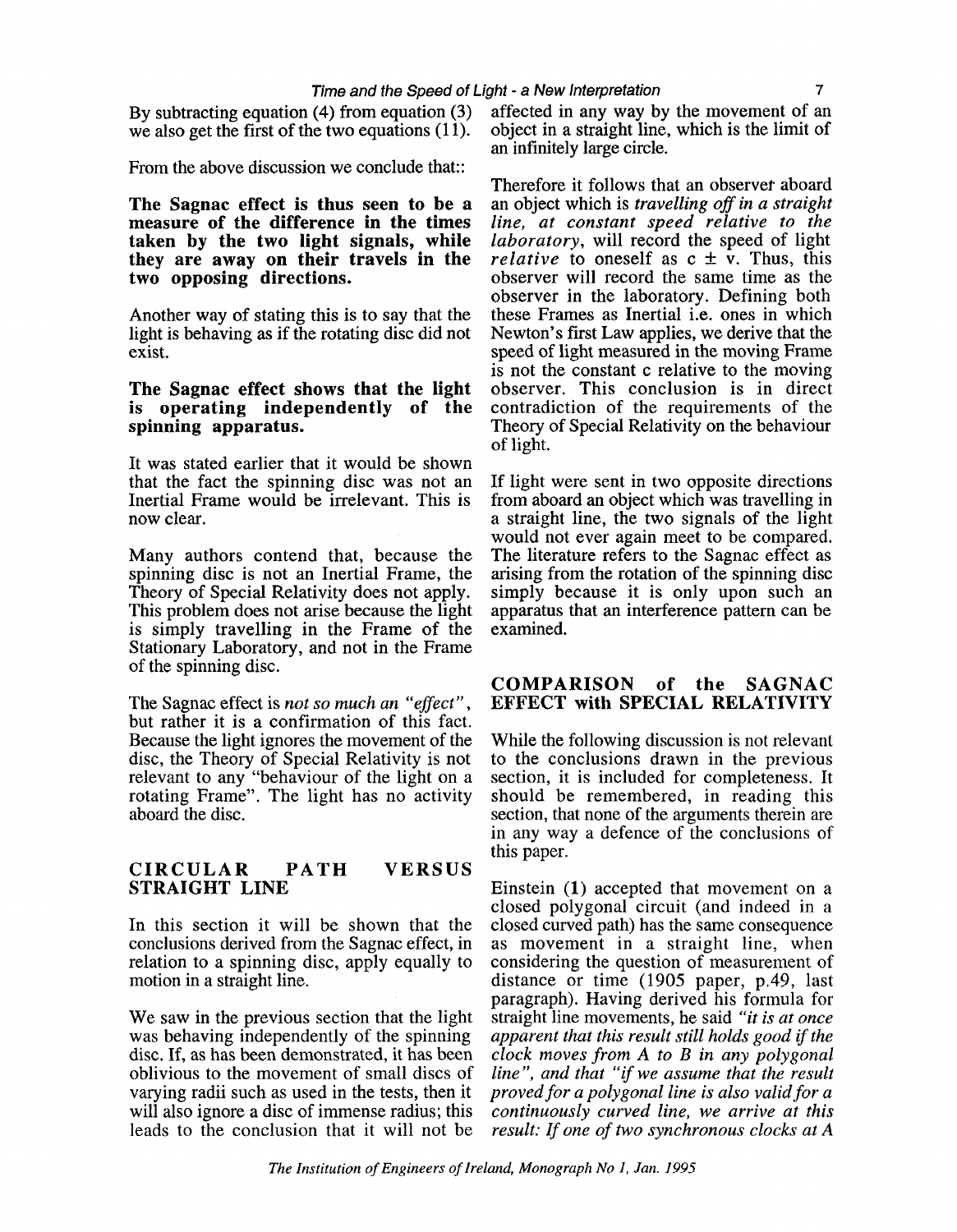By subtracting equation (4) from equation (3) we also get the first of the two equations (11).

From the above discussion we conclude that::

**The Sagnac effect is thus seen to be a measure of the difference in the times taken by the two light signals, while they are away on their travels in the two opposing directions.**

Another way of stating this is to say that the light is behaving as if the rotating disc did not exist.

**The Sagnac effect shows that the light is operating independently of the spinning apparatus.**

It was stated earlier that it would be shown that the fact the spinning disc was not an Inertial Frame would be irrelevant. This is now clear.

Many authors contend that, because the spinning disc is not an Inertial Frame, the Theory of Special Relativity does not apply. This problem does not arise because the light is simply travelling in the Frame of the Stationary Laboratory, and not in the Frame of the spinning disc.

The Sagnac effect is *not so much an "effect"*, but rather it is a confirmation of this fact. Because the light ignores the movement of the disc, the Theory of Special Relativity is not relevant to any "behaviour of the light on a rotating Frame". The light has no activity aboard the disc.

## CIRCULAR PATH VERSUS STRAIGHT LINE

In this section it will be shown that the conclusions derived from the Sagnac effect, in relation to a spinning disc, apply equally to motion in a straight line.

We saw in the previous section that the light was behaving independently of the spinning disc. If, as has been demonstrated, it has been oblivious to the movement of small discs of varying radii such as used in the tests, then it will also ignore a disc of immense radius; this leads to the conclusion that it will not be affected in any way by the movement of an object in a straight line, which is the limit of an infinitely large circle.

Therefore it follows that an observer aboard an object which is *travelling off in a straight line, at constant speed relative to the laboratory*, will record the speed of light *relative* to oneself as $c \pm v$. Thus, this observer will record the same time as the observer in the laboratory. Defining both these Frames as Inertial i.e. ones in which Newton's first Law applies, we derive that the speed of light measured in the moving Frame is not the constant c relative to the moving observer. This conclusion is in direct contradiction of the requirements of the Theory of Special Relativity on the behaviour of light.

If light were sent in two opposite directions from aboard an object which was travelling in a straight line, the two signals of the light would not ever again meet to be compared. The literature refers to the Sagnac effect as arising from the rotation of the spinning disc simply because it is only upon such an apparatus that an interference pattern can be examined.

## COMPARISON of the SAGNAC EFFECT with SPECIAL RELATIVITY

While the following discussion is not relevant to the conclusions drawn in the previous section, it is included for completeness. It should be remembered, in reading this section, that none of the arguments therein are in any way a defence of the conclusions of this paper.

Einstein (1) accepted that movement on a closed polygonal circuit (and indeed in a closed curved path) has the same consequence as movement in a straight line, when considering the question of measurement of distance or time (1905 paper, p.49, last paragraph). Having derived his formula for straight line movements, he said *"it is at once apparent that this result still holds good if the clock moves from A to B in any polygonal line"*, and that *"if we assume that the result proved for a polygonal line is also valid for a continuously curved line, we arrive at this result: If one of two synchronous clocks at A*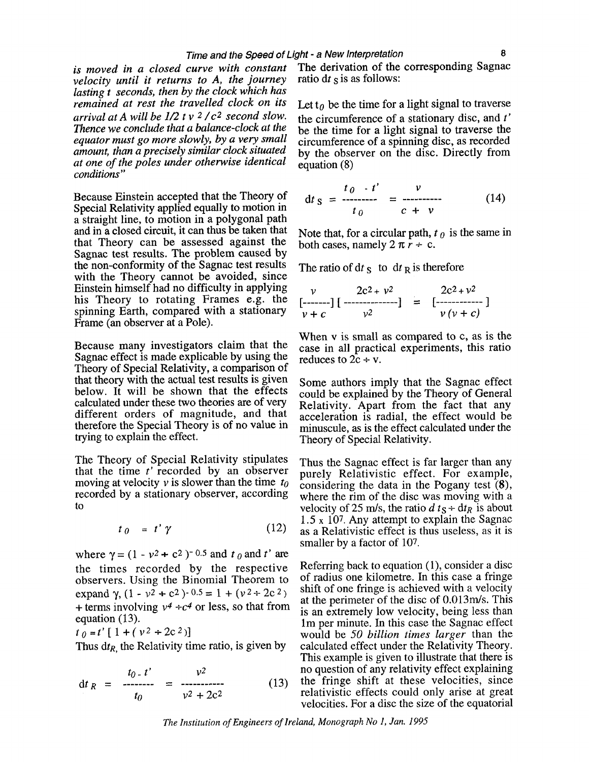*is moved in a closed curve with constant velocity until it returns to A, the journey lasting t seconds, then by the clock which has remained at rest the travelled clock on its arrival at A will be 1/2 t v $^2$ / c$^2$ second slow. Thence we conclude that a balance-clock at the equator must go more slowly, by a very small amount, than a precisely similar clock situated at one of the poles under otherwise identical conditions"*

Because Einstein accepted that the Theory of Special Relativity applied equally to motion in a straight line, to motion in a polygonal path and in a closed circuit, it can thus be taken that that Theory can be assessed against the Sagnac test results. The problem caused by the non-conformity of the Sagnac test results with the Theory cannot be avoided, since Einstein himself had no difficulty in applying his Theory to rotating Frames e.g. the spinning Earth, compared with a stationary Frame (an observer at a Pole).

Because many investigators claim that the Sagnac effect is made explicable by using the Theory of Special Relativity, a comparison of that theory with the actual test results is given below. It will be shown that the effects calculated under these two theories are of very different orders of magnitude, and that therefore the Special Theory is of no value in trying to explain the effect.

The Theory of Special Relativity stipulates that the time $t'$ recorded by an observer moving at velocity $v$ is slower than the time $t_0$ recorded by a stationary observer, according to

$$t_0 = t' \gamma \qquad (12)$$

where $\gamma = (1 - v^2 \div c^2)^{-0.5}$ and $t_0$ and $t'$ are the times recorded by the respective observers. Using the Binomial Theorem to expand $\gamma$, $(1 - v^2 \div c^2)^{-0.5} = 1 + (v^2 \div 2c^2)$ + terms involving $v^4 \div c^4$ or less, so that from equation (13).

$t_0 = t' [1 + (v^2 \div 2c^2)]$

Thus $dt_R$, the Relativity time ratio, is given by

$$dt_R = \frac{t_0 - t'}{t_0} = \frac{v^2}{v^2 + 2c^2} \qquad (13)$$

The derivation of the corresponding Sagnac ratio $dt_S$ is as follows:

Let $t_0$ be the time for a light signal to traverse the circumference of a stationary disc, and $t'$ be the time for a light signal to traverse the circumference of a spinning disc, as recorded by the observer on the disc. Directly from equation (8)

$$dt_S = \frac{t_0 - t'}{t_0} = \frac{v}{c + v} \qquad (14)$$

Note that, for a circular path, $t_0$ is the same in both cases, namely $2 \pi r \div c$.

The ratio of $dt_S$ to $dt_R$ is therefore

$$\left[\frac{v}{v + c}\right]\left[\frac{2c^2 + v^2}{v^2}\right] = \left[\frac{2c^2 + v^2}{v(v + c)}\right]$$

When v is small as compared to c, as is the case in all practical experiments, this ratio reduces to $2c \div v$.

Some authors imply that the Sagnac effect could be explained by the Theory of General Relativity. Apart from the fact that any acceleration is radial, the effect would be minuscule, as is the effect calculated under the Theory of Special Relativity.

Thus the Sagnac effect is far larger than any purely Relativistic effect. For example, considering the data in the Pogany test (**8**), where the rim of the disc was moving with a velocity of 25 m/s, the ratio $dt_S \div dt_R$ is about $1.5 \times 10^7$. Any attempt to explain the Sagnac as a Relativistic effect is thus useless, as it is smaller by a factor of $10^7$.

Referring back to equation (1), consider a disc of radius one kilometre. In this case a fringe shift of one fringe is achieved with a velocity at the perimeter of the disc of 0.013m/s. This is an extremely low velocity, being less than 1m per minute. In this case the Sagnac effect would be *50 billion times larger* than the calculated effect under the Relativity Theory. This example is given to illustrate that there is no question of any relativity effect explaining the fringe shift at these velocities, since relativistic effects could only arise at great velocities. For a disc the size of the equatorial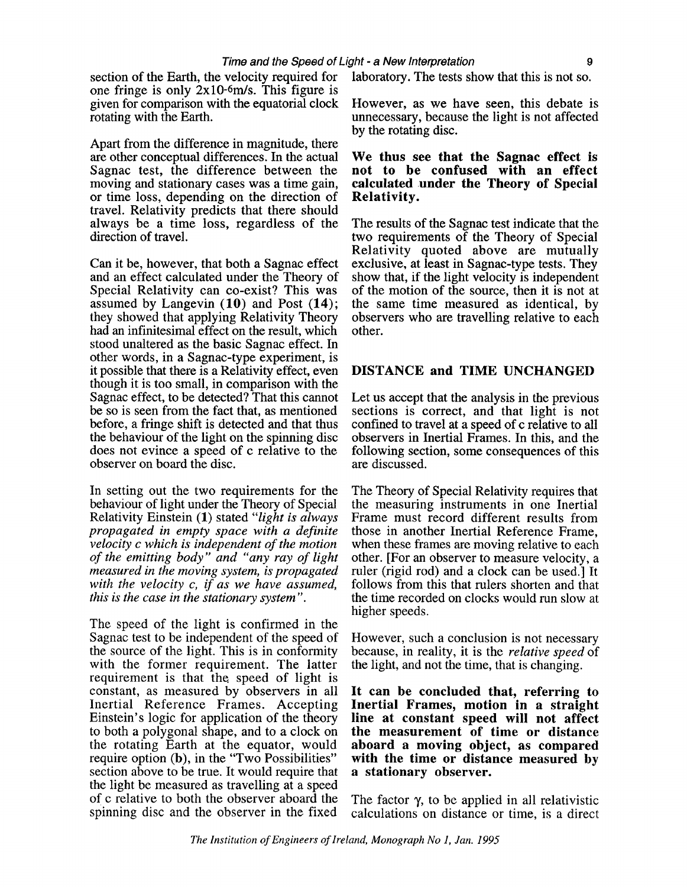section of the Earth, the velocity required for one fringe is only $2 \times 10^{-6}$m/s. This figure is given for comparison with the equatorial clock rotating with the Earth.

Apart from the difference in magnitude, there are other conceptual differences. In the actual Sagnac test, the difference between the moving and stationary cases was a time gain, or time loss, depending on the direction of travel. Relativity predicts that there should always be a time loss, regardless of the direction of travel.

Can it be, however, that both a Sagnac effect and an effect calculated under the Theory of Special Relativity can co-exist? This was assumed by Langevin (**10**) and Post (**14**); they showed that applying Relativity Theory had an infinitesimal effect on the result, which stood unaltered as the basic Sagnac effect. In other words, in a Sagnac-type experiment, is it possible that there is a Relativity effect, even though it is too small, in comparison with the Sagnac effect, to be detected? That this cannot be so is seen from the fact that, as mentioned before, a fringe shift is detected and that thus the behaviour of the light on the spinning disc does not evince a speed of c relative to the observer on board the disc.

In setting out the two requirements for the behaviour of light under the Theory of Special Relativity Einstein (**1**) stated *"light is always propagated in empty space with a definite velocity c which is independent of the motion of the emitting body"* and *"any ray of light measured in the moving system, is propagated with the velocity c, if as we have assumed, this is the case in the stationary system"*.

The speed of the light is confirmed in the Sagnac test to be independent of the speed of the source of the light. This is in conformity with the former requirement. The latter requirement is that the speed of light is constant, as measured by observers in all Inertial Reference Frames. Accepting Einstein's logic for application of the theory to both a polygonal shape, and to a clock on the rotating Earth at the equator, would require option (**b**), in the "Two Possibilities" section above to be true. It would require that the light be measured as travelling at a speed of c relative to both the observer aboard the spinning disc and the observer in the fixed laboratory. The tests show that this is not so.

However, as we have seen, this debate is unnecessary, because the light is not affected by the rotating disc.

**We thus see that the Sagnac effect is not to be confused with an effect calculated under the Theory of Special Relativity.**

The results of the Sagnac test indicate that the two requirements of the Theory of Special Relativity quoted above are mutually exclusive, at least in Sagnac-type tests. They show that, if the light velocity is independent of the motion of the source, then it is not at the same time measured as identical, by observers who are travelling relative to each other.

## DISTANCE and TIME UNCHANGED

Let us accept that the analysis in the previous sections is correct, and that light is not confined to travel at a speed of c relative to all observers in Inertial Frames. In this, and the following section, some consequences of this are discussed.

The Theory of Special Relativity requires that the measuring instruments in one Inertial Frame must record different results from those in another Inertial Reference Frame, when these frames are moving relative to each other. [For an observer to measure velocity, a ruler (rigid rod) and a clock can be used.] It follows from this that rulers shorten and that the time recorded on clocks would run slow at higher speeds.

However, such a conclusion is not necessary because, in reality, it is the *relative speed* of the light, and not the time, that is changing.

**It can be concluded that, referring to Inertial Frames, motion in a straight line at constant speed will not affect the measurement of time or distance aboard a moving object, as compared with the time or distance measured by a stationary observer.**

The factor $\gamma$, to be applied in all relativistic calculations on distance or time, is a direct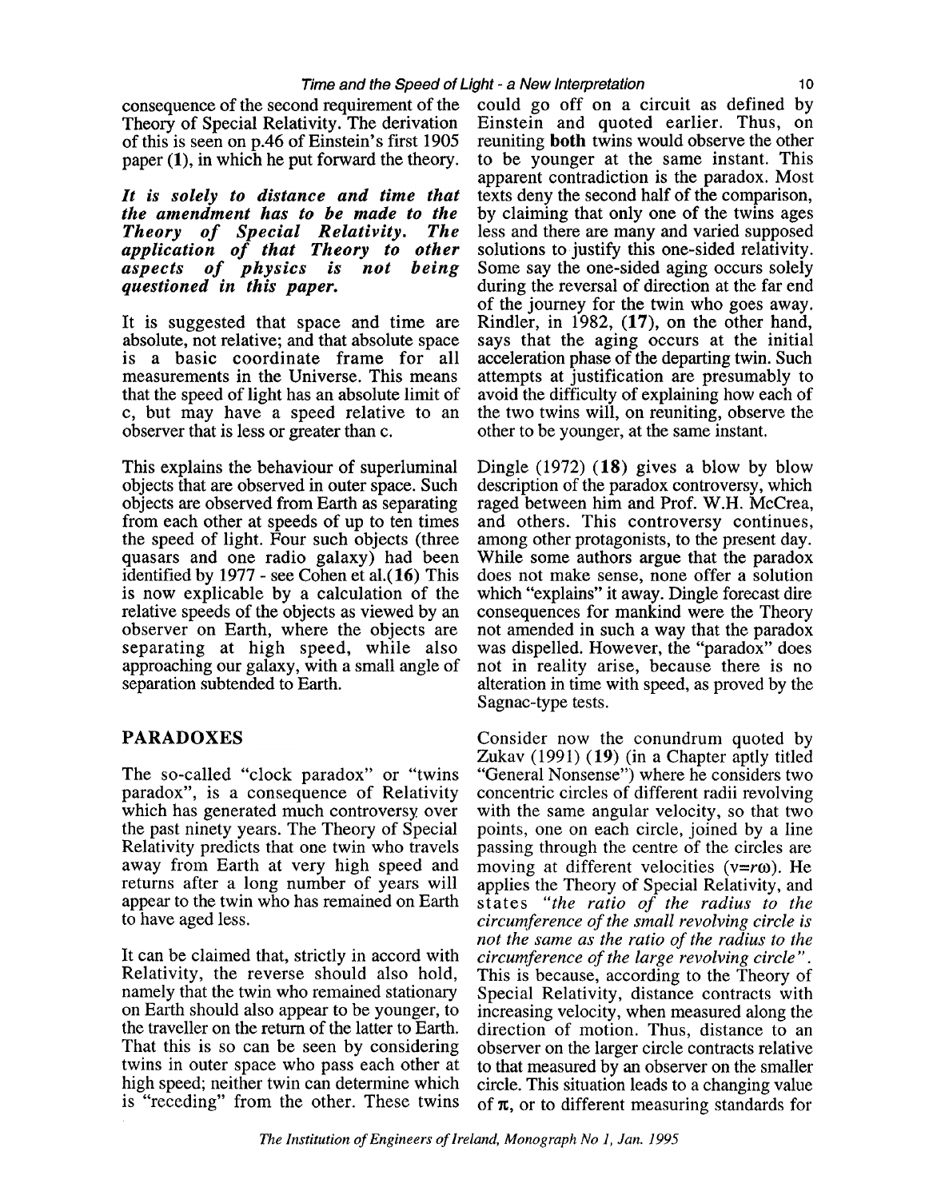consequence of the second requirement of the Theory of Special Relativity. The derivation of this is seen on p.46 of Einstein's first 1905 paper (**1**), in which he put forward the theory.

***It is solely to distance and time that the amendment has to be made to the Theory of Special Relativity. The application of that Theory to other aspects of physics is not being questioned in this paper.***

It is suggested that space and time are absolute, not relative; and that absolute space is a basic coordinate frame for all measurements in the Universe. This means that the speed of light has an absolute limit of c, but may have a speed relative to an observer that is less or greater than c.

This explains the behaviour of superluminal objects that are observed in outer space. Such objects are observed from Earth as separating from each other at speeds of up to ten times the speed of light. Four such objects (three quasars and one radio galaxy) had been identified by 1977 - see Cohen et al.(**16**) This is now explicable by a calculation of the relative speeds of the objects as viewed by an observer on Earth, where the objects are separating at high speed, while also approaching our galaxy, with a small angle of separation subtended to Earth.

## PARADOXES

The so-called "clock paradox" or "twins paradox", is a consequence of Relativity which has generated much controversy over the past ninety years. The Theory of Special Relativity predicts that one twin who travels away from Earth at very high speed and returns after a long number of years will appear to the twin who has remained on Earth to have aged less.

It can be claimed that, strictly in accord with Relativity, the reverse should also hold, namely that the twin who remained stationary on Earth should also appear to be younger, to the traveller on the return of the latter to Earth. That this is so can be seen by considering twins in outer space who pass each other at high speed; neither twin can determine which is "receding" from the other. These twins could go off on a circuit as defined by Einstein and quoted earlier. Thus, on reuniting **both** twins would observe the other to be younger at the same instant. This apparent contradiction is the paradox. Most texts deny the second half of the comparison, by claiming that only one of the twins ages less and there are many and varied supposed solutions to justify this one-sided relativity. Some say the one-sided aging occurs solely during the reversal of direction at the far end of the journey for the twin who goes away. Rindler, in 1982, (**17**), on the other hand, says that the aging occurs at the initial acceleration phase of the departing twin. Such attempts at justification are presumably to avoid the difficulty of explaining how each of the two twins will, on reuniting, observe the other to be younger, at the same instant.

Dingle (1972) (**18**) gives a blow by blow description of the paradox controversy, which raged between him and Prof. W.H. McCrea, and others. This controversy continues, among other protagonists, to the present day. While some authors argue that the paradox does not make sense, none offer a solution which "explains" it away. Dingle forecast dire consequences for mankind were the Theory not amended in such a way that the paradox was dispelled. However, the "paradox" does not in reality arise, because there is no alteration in time with speed, as proved by the Sagnac-type tests.

Consider now the conundrum quoted by Zukav (1991) (**19**) (in a Chapter aptly titled "General Nonsense") where he considers two concentric circles of different radii revolving with the same angular velocity, so that two points, one on each circle, joined by a line passing through the centre of the circles are moving at different velocities ($v=r\omega$). He applies the Theory of Special Relativity, and states *"the ratio of the radius to the circumference of the small revolving circle is not the same as the ratio of the radius to the circumference of the large revolving circle"*. This is because, according to the Theory of Special Relativity, distance contracts with increasing velocity, when measured along the direction of motion. Thus, distance to an observer on the larger circle contracts relative to that measured by an observer on the smaller circle. This situation leads to a changing value of $\pi$, or to different measuring standards for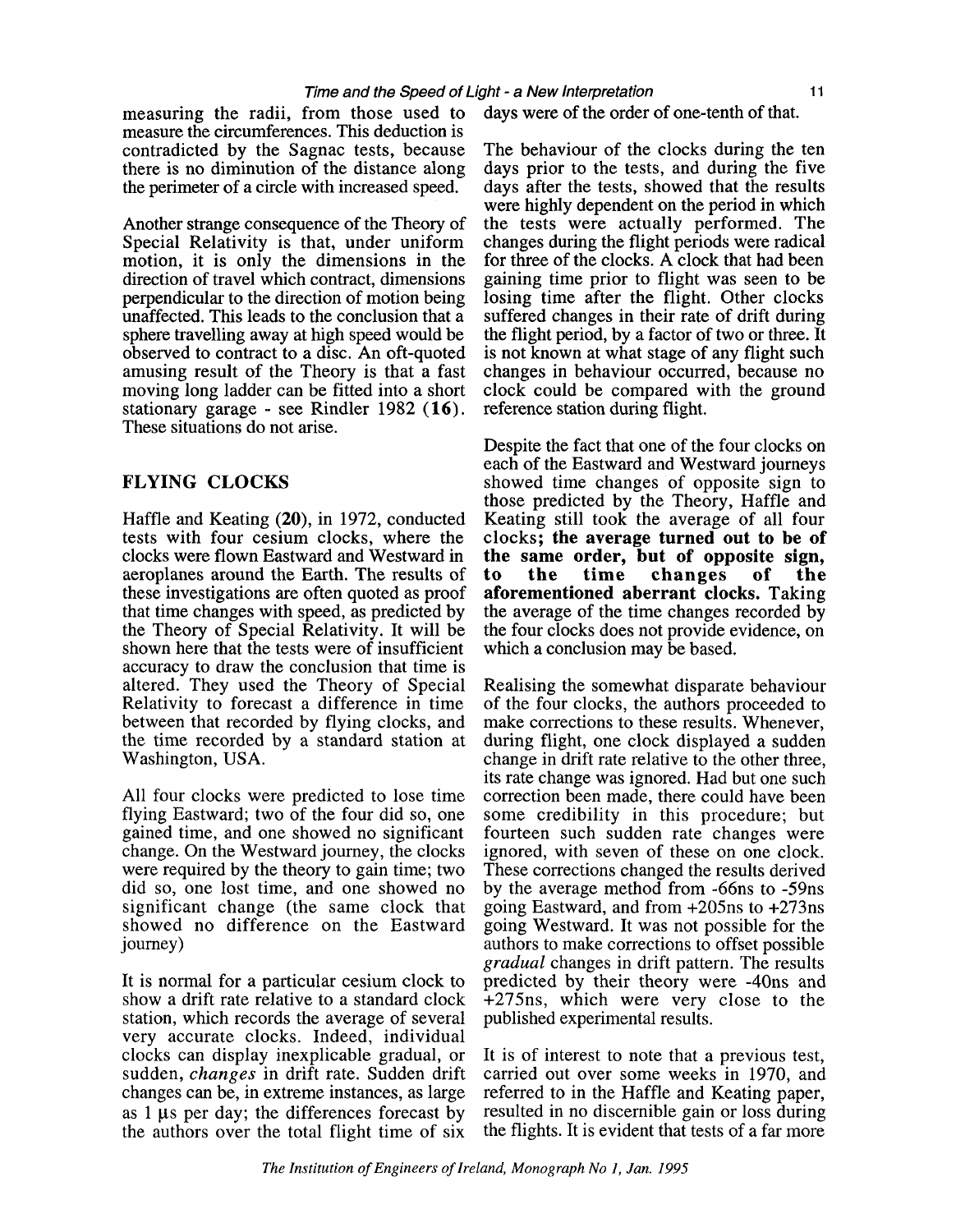measuring the radii, from those used to measure the circumferences. This deduction is contradicted by the Sagnac tests, because there is no diminution of the distance along the perimeter of a circle with increased speed.

Another strange consequence of the Theory of Special Relativity is that, under uniform motion, it is only the dimensions in the direction of travel which contract, dimensions perpendicular to the direction of motion being unaffected. This leads to the conclusion that a sphere travelling away at high speed would be observed to contract to a disc. An oft-quoted amusing result of the Theory is that a fast moving long ladder can be fitted into a short stationary garage - see Rindler 1982 (**16**). These situations do not arise.

## FLYING CLOCKS

Haffle and Keating (**20**), in 1972, conducted tests with four cesium clocks, where the clocks were flown Eastward and Westward in aeroplanes around the Earth. The results of these investigations are often quoted as proof that time changes with speed, as predicted by the Theory of Special Relativity. It will be shown here that the tests were of insufficient accuracy to draw the conclusion that time is altered. They used the Theory of Special Relativity to forecast a difference in time between that recorded by flying clocks, and the time recorded by a standard station at Washington, USA.

All four clocks were predicted to lose time flying Eastward; two of the four did so, one gained time, and one showed no significant change. On the Westward journey, the clocks were required by the theory to gain time; two did so, one lost time, and one showed no significant change (the same clock that showed no difference on the Eastward journey)

It is normal for a particular cesium clock to show a drift rate relative to a standard clock station, which records the average of several very accurate clocks. Indeed, individual clocks can display inexplicable gradual, or sudden, *changes* in drift rate. Sudden drift changes can be, in extreme instances, as large as 1 μs per day; the differences forecast by the authors over the total flight time of six days were of the order of one-tenth of that.

The behaviour of the clocks during the ten days prior to the tests, and during the five days after the tests, showed that the results were highly dependent on the period in which the tests were actually performed. The changes during the flight periods were radical for three of the clocks. A clock that had been gaining time prior to flight was seen to be losing time after the flight. Other clocks suffered changes in their rate of drift during the flight period, by a factor of two or three. It is not known at what stage of any flight such changes in behaviour occurred, because no clock could be compared with the ground reference station during flight.

Despite the fact that one of the four clocks on each of the Eastward and Westward journeys showed time changes of opposite sign to those predicted by the Theory, Haffle and Keating still took the average of all four clocks; **the average turned out to be of the same order, but of opposite sign, to the time changes of the aforementioned aberrant clocks.** Taking the average of the time changes recorded by the four clocks does not provide evidence, on which a conclusion may be based.

Realising the somewhat disparate behaviour of the four clocks, the authors proceeded to make corrections to these results. Whenever, during flight, one clock displayed a sudden change in drift rate relative to the other three, its rate change was ignored. Had but one such correction been made, there could have been some credibility in this procedure; but fourteen such sudden rate changes were ignored, with seven of these on one clock. These corrections changed the results derived by the average method from -66ns to -59ns going Eastward, and from +205ns to +273ns going Westward. It was not possible for the authors to make corrections to offset possible *gradual* changes in drift pattern. The results predicted by their theory were -40ns and +275ns, which were very close to the published experimental results.

It is of interest to note that a previous test, carried out over some weeks in 1970, and referred to in the Haffle and Keating paper, resulted in no discernible gain or loss during the flights. It is evident that tests of a far more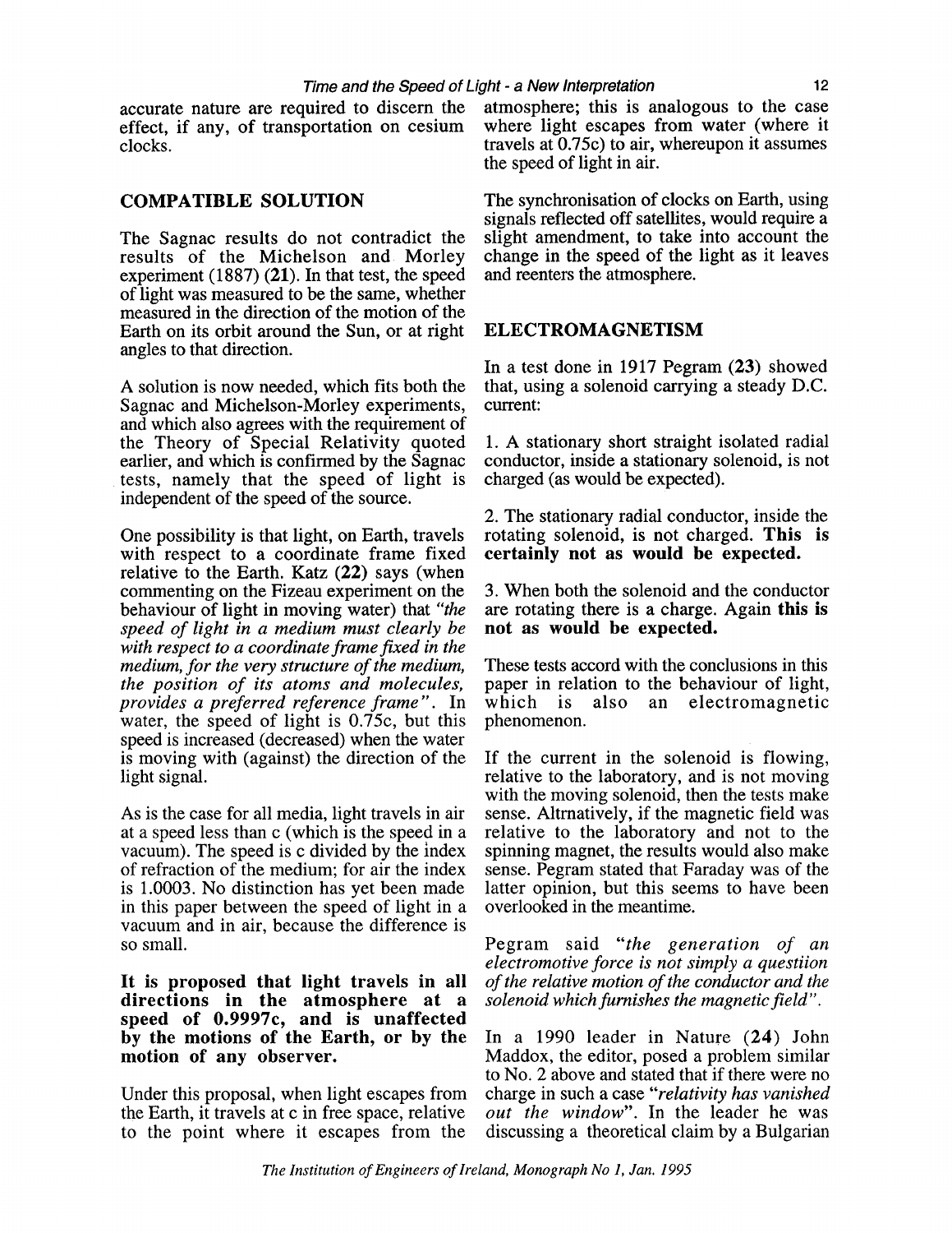accurate nature are required to discern the effect, if any, of transportation on cesium clocks.

## COMPATIBLE SOLUTION

The Sagnac results do not contradict the results of the Michelson and Morley experiment (1887) **(21)**. In that test, the speed of light was measured to be the same, whether measured in the direction of the motion of the Earth on its orbit around the Sun, or at right angles to that direction.

A solution is now needed, which fits both the Sagnac and Michelson-Morley experiments, and which also agrees with the requirement of the Theory of Special Relativity quoted earlier, and which is confirmed by the Sagnac tests, namely that the speed of light is independent of the speed of the source.

One possibility is that light, on Earth, travels with respect to a coordinate frame fixed relative to the Earth. Katz **(22)** says (when commenting on the Fizeau experiment on the behaviour of light in moving water) that *"the speed of light in a medium must clearly be with respect to a coordinate frame fixed in the medium, for the very structure of the medium, the position of its atoms and molecules, provides a preferred reference frame"*. In water, the speed of light is 0.75c, but this speed is increased (decreased) when the water is moving with (against) the direction of the light signal.

As is the case for all media, light travels in air at a speed less than c (which is the speed in a vacuum). The speed is c divided by the index of refraction of the medium; for air the index is 1.0003. No distinction has yet been made in this paper between the speed of light in a vacuum and in air, because the difference is so small.

**It is proposed that light travels in all directions in the atmosphere at a speed of 0.9997c, and is unaffected by the motions of the Earth, or by the motion of any observer.**

Under this proposal, when light escapes from the Earth, it travels at c in free space, relative to the point where it escapes from the atmosphere; this is analogous to the case where light escapes from water (where it travels at 0.75c) to air, whereupon it assumes the speed of light in air.

The synchronisation of clocks on Earth, using signals reflected off satellites, would require a slight amendment, to take into account the change in the speed of the light as it leaves and reenters the atmosphere.

## ELECTROMAGNETISM

In a test done in 1917 Pegram **(23)** showed that, using a solenoid carrying a steady D.C. current:

1. A stationary short straight isolated radial conductor, inside a stationary solenoid, is not charged (as would be expected).

2. The stationary radial conductor, inside the rotating solenoid, is not charged. **This is certainly not as would be expected.**

3. When both the solenoid and the conductor are rotating there is a charge. Again **this is not as would be expected.**

These tests accord with the conclusions in this paper in relation to the behaviour of light, which is also an electromagnetic phenomenon.

If the current in the solenoid is flowing, relative to the laboratory, and is not moving with the moving solenoid, then the tests make sense. Altrnatively, if the magnetic field was relative to the laboratory and not to the spinning magnet, the results would also make sense. Pegram stated that Faraday was of the latter opinion, but this seems to have been overlooked in the meantime.

Pegram said *"the generation of an electromotive force is not simply a questiion of the relative motion of the conductor and the solenoid which furnishes the magnetic field"*.

In a 1990 leader in Nature **(24)** John Maddox, the editor, posed a problem similar to No. 2 above and stated that if there were no charge in such a case *"relativity has vanished out the window"*. In the leader he was discussing a theoretical claim by a Bulgarian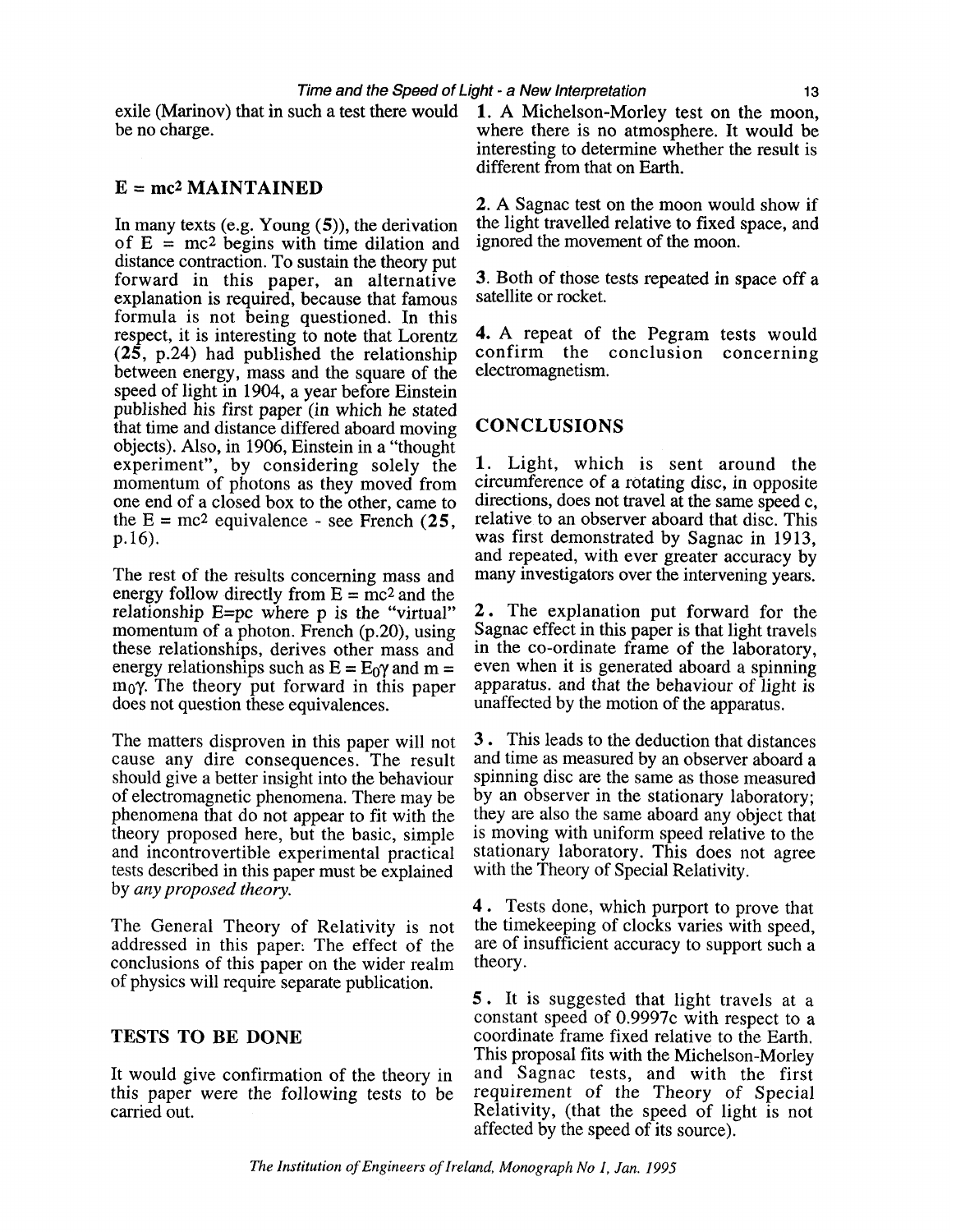exile (Marinov) that in such a test there would be no charge.

## E = mc2 MAINTAINED

In many texts (e.g. Young (**5**)), the derivation of $E = mc^2$ begins with time dilation and distance contraction. To sustain the theory put forward in this paper, an alternative explanation is required, because that famous formula is not being questioned. In this respect, it is interesting to note that Lorentz (**25**, p.24) had published the relationship between energy, mass and the square of the speed of light in 1904, a year before Einstein published his first paper (in which he stated that time and distance differed aboard moving objects). Also, in 1906, Einstein in a "thought experiment", by considering solely the momentum of photons as they moved from one end of a closed box to the other, came to the $E = mc^2$ equivalence - see French (**25**, p.16).

The rest of the results concerning mass and energy follow directly from $E = mc^2$ and the relationship $E=pc$ where p is the "virtual" momentum of a photon. French (p.20), using these relationships, derives other mass and energy relationships such as $E = E_0\gamma$ and $m = m_0\gamma$. The theory put forward in this paper does not question these equivalences.

The matters disproven in this paper will not cause any dire consequences. The result should give a better insight into the behaviour of electromagnetic phenomena. There may be phenomena that do not appear to fit with the theory proposed here, but the basic, simple and incontrovertible experimental practical tests described in this paper must be explained by *any proposed theory.*

The General Theory of Relativity is not addressed in this paper: The effect of the conclusions of this paper on the wider realm of physics will require separate publication.

## TESTS TO BE DONE

It would give confirmation of the theory in this paper were the following tests to be carried out.

**1.** A Michelson-Morley test on the moon, where there is no atmosphere. It would be interesting to determine whether the result is different from that on Earth.

**2.** A Sagnac test on the moon would show if the light travelled relative to fixed space, and ignored the movement of the moon.

**3.** Both of those tests repeated in space off a satellite or rocket.

**4.** A repeat of the Pegram tests would confirm the conclusion concerning electromagnetism.

## CONCLUSIONS

**1.** Light, which is sent around the circumference of a rotating disc, in opposite directions, does not travel at the same speed c, relative to an observer aboard that disc. This was first demonstrated by Sagnac in 1913, and repeated, with ever greater accuracy by many investigators over the intervening years.

**2.** The explanation put forward for the Sagnac effect in this paper is that light travels in the co-ordinate frame of the laboratory, even when it is generated aboard a spinning apparatus, and that the behaviour of light is unaffected by the motion of the apparatus.

**3.** This leads to the deduction that distances and time as measured by an observer aboard a spinning disc are the same as those measured by an observer in the stationary laboratory; they are also the same aboard any object that is moving with uniform speed relative to the stationary laboratory. This does not agree with the Theory of Special Relativity.

**4.** Tests done, which purport to prove that the timekeeping of clocks varies with speed, are of insufficient accuracy to support such a theory.

**5.** It is suggested that light travels at a constant speed of 0.9997c with respect to a coordinate frame fixed relative to the Earth. This proposal fits with the Michelson-Morley and Sagnac tests, and with the first requirement of the Theory of Special Relativity, (that the speed of light is not affected by the speed of its source).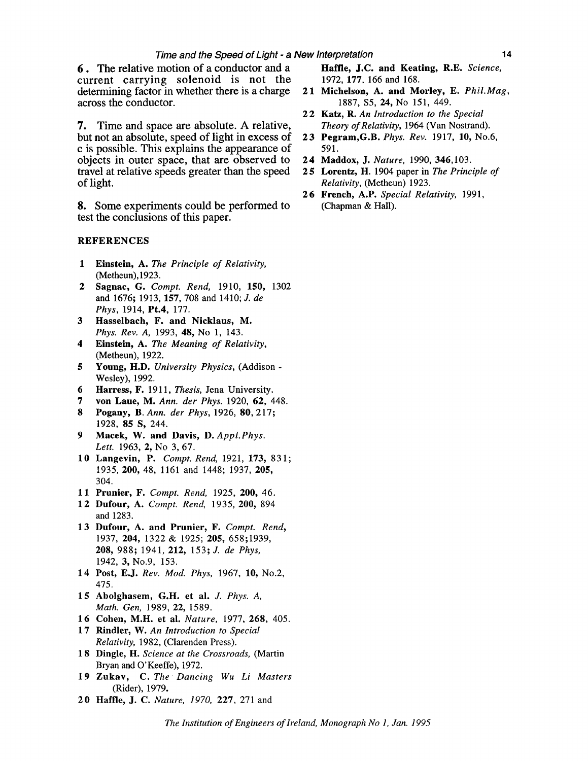**6.** The relative motion of a conductor and a current carrying solenoid is not the determining factor in whether there is a charge across the conductor.

**7.** Time and space are absolute. A relative, but not an absolute, speed of light in excess of c is possible. This explains the appearance of objects in outer space, that are observed to travel at relative speeds greater than the speed of light.

**8.** Some experiments could be performed to test the conclusions of this paper.

### REFERENCES

1. **Einstein, A.** *The Principle of Relativity,* (Metheun),1923.
2. **Sagnac, G.** *Compt. Rend,* 1910, **150,** 1302 and 1676; 1913, **157,** 708 and 1410; *J. de Phys,* 1914, **Pt.4,** 177.
3. **Hasselbach, F. and Nicklaus, M.** *Phys. Rev. A,* 1993, **48,** No 1, 143.
4. **Einstein, A.** *The Meaning of Relativity,* (Metheun), 1922.
5. **Young, H.D.** *University Physics,* (Addison - Wesley), 1992.
6. **Harress, F.** 1911, *Thesis,* Jena University.
7. **von Laue, M.** *Ann. der Phys.* 1920, **62,** 448.
8. **Pogany, B.** *Ann. der Phys,* 1926, **80,** 217; 1928, **85 S,** 244.
9. **Macek, W. and Davis, D.** *Appl.Phys. Lett.* 1963, **2,** No 3, 67.
10. **Langevin, P.** *Compt. Rend,* 1921, **173,** 831; 1935, **200,** 48, 1161 and 1448; 1937, **205,** 304.
11. **Prunier, F.** *Compt. Rend,* 1925, **200,** 46.
12. **Dufour, A.** *Compt. Rend,* 1935, **200,** 894 and 1283.
13. **Dufour, A. and Prunier, F.** *Compt. Rend,* 1937, **204,** 1322 & 1925; **205,** 658;1939, **208,** 988; 1941, **212,** 153; *J. de Phys,* 1942, **3,** No.9, 153.
14. **Post, E.J.** *Rev. Mod. Phys,* 1967, **10,** No.2, 475.
15. **Abolghasem, G.H. et al.** *J. Phys. A, Math. Gen,* 1989, **22,** 1589.
16. **Cohen, M.H. et al.** *Nature,* 1977, **268,** 405.
17. **Rindler, W.** *An Introduction to Special Relativity,* 1982, (Clarenden Press).
18. **Dingle, H.** *Science at the Crossroads,* (Martin Bryan and O'Keeffe), 1972.
19. **Zukav, C.** *The Dancing Wu Li Masters* (Rider), 1979.
20. **Haffle, J. C.** *Nature, 1970,* **227,** 271 and **Haffle, J.C. and Keating, R.E.** *Science,* 1972, **177,** 166 and 168.
21. **Michelson, A. and Morley, E.** *Phil.Mag,* 1887, S5, **24,** No 151, 449.
22. **Katz, R.** *An Introduction to the Special Theory of Relativity,* 1964 (Van Nostrand).
23. **Pegram,G.B.** *Phys. Rev.* 1917, **10,** No.6, 591.
24. **Maddox, J.** *Nature,* 1990, **346,**103.
25. **Lorentz, H.** 1904 paper in *The Principle of Relativity,* (Metheun) 1923.
26. **French, A.P.** *Special Relativity,* 1991, (Chapman & Hall).